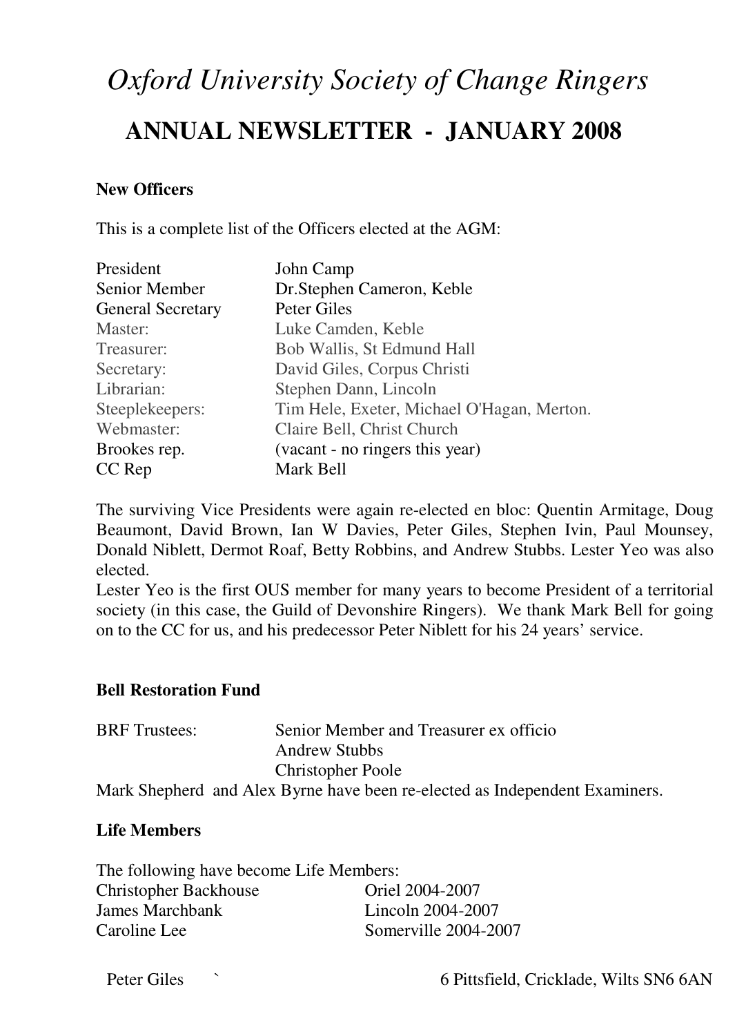# *Oxford University Society of Change Ringers*

## ANNUAL NEWSLETTER - JANUARY 2008

**New Officers**

This is a complete list of the Officers elected at the AGM:

| | |
|---|---|
| President | John Camp |
| Senior Member | Dr.Stephen Cameron, Keble |
| General Secretary | Peter Giles |
| Master: | Luke Camden, Keble |
| Treasurer: | Bob Wallis, St Edmund Hall |
| Secretary: | David Giles, Corpus Christi |
| Librarian: | Stephen Dann, Lincoln |
| Steeplekeepers: | Tim Hele, Exeter, Michael O'Hagan, Merton. |
| Webmaster: | Claire Bell, Christ Church |
| Brookes rep. | (vacant - no ringers this year) |
| CC Rep | Mark Bell |

The surviving Vice Presidents were again re-elected en bloc: Quentin Armitage, Doug Beaumont, David Brown, Ian W Davies, Peter Giles, Stephen Ivin, Paul Mounsey, Donald Niblett, Dermot Roaf, Betty Robbins, and Andrew Stubbs. Lester Yeo was also elected.

Lester Yeo is the first OUS member for many years to become President of a territorial society (in this case, the Guild of Devonshire Ringers). We thank Mark Bell for going on to the CC for us, and his predecessor Peter Niblett for his 24 years' service.

**Bell Restoration Fund**

| | |
|---|---|
| BRF Trustees: | Senior Member and Treasurer ex officio |
| | Andrew Stubbs |
| | Christopher Poole |

Mark Shepherd and Alex Byrne have been re-elected as Independent Examiners.

**Life Members**

The following have become Life Members:

| | |
|---|---|
| Christopher Backhouse | Oriel 2004-2007 |
| James Marchbank | Lincoln 2004-2007 |
| Caroline Lee | Somerville 2004-2007 |

Peter Giles ` 6 Pittsfield, Cricklade, Wilts SN6 6AN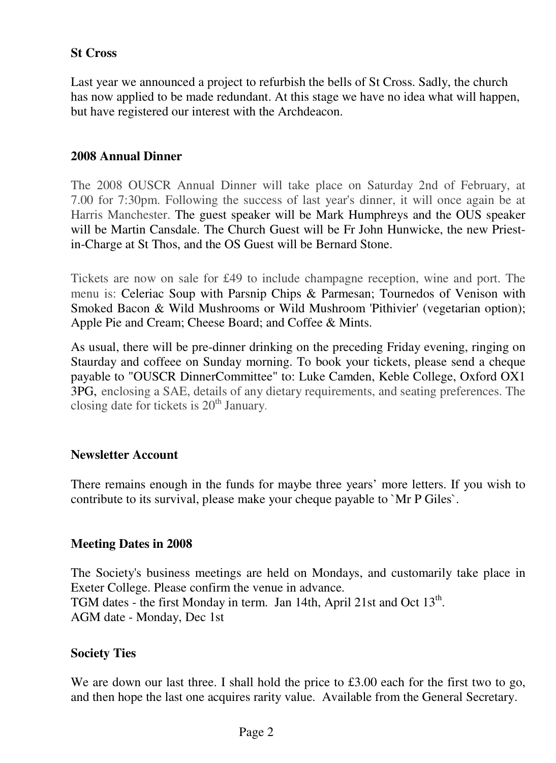### St Cross

Last year we announced a project to refurbish the bells of St Cross. Sadly, the church has now applied to be made redundant. At this stage we have no idea what will happen, but have registered our interest with the Archdeacon.

### 2008 Annual Dinner

The 2008 OUSCR Annual Dinner will take place on Saturday 2nd of February, at 7.00 for 7:30pm. Following the success of last year's dinner, it will once again be at Harris Manchester. The guest speaker will be Mark Humphreys and the OUS speaker will be Martin Cansdale. The Church Guest will be Fr John Hunwicke, the new Priest-in-Charge at St Thos, and the OS Guest will be Bernard Stone.

Tickets are now on sale for £49 to include champagne reception, wine and port. The menu is: Celeriac Soup with Parsnip Chips & Parmesan; Tournedos of Venison with Smoked Bacon & Wild Mushrooms or Wild Mushroom 'Pithivier' (vegetarian option); Apple Pie and Cream; Cheese Board; and Coffee & Mints.

As usual, there will be pre-dinner drinking on the preceding Friday evening, ringing on Staurday and coffeee on Sunday morning. To book your tickets, please send a cheque payable to "OUSCR DinnerCommittee" to: Luke Camden, Keble College, Oxford OX1 3PG, enclosing a SAE, details of any dietary requirements, and seating preferences. The closing date for tickets is 20th January.

### Newsletter Account

There remains enough in the funds for maybe three years' more letters. If you wish to contribute to its survival, please make your cheque payable to `Mr P Giles`.

### Meeting Dates in 2008

The Society's business meetings are held on Mondays, and customarily take place in Exeter College. Please confirm the venue in advance.
TGM dates - the first Monday in term. Jan 14th, April 21st and Oct 13th.
AGM date - Monday, Dec 1st

### Society Ties

We are down our last three. I shall hold the price to £3.00 each for the first two to go, and then hope the last one acquires rarity value. Available from the General Secretary.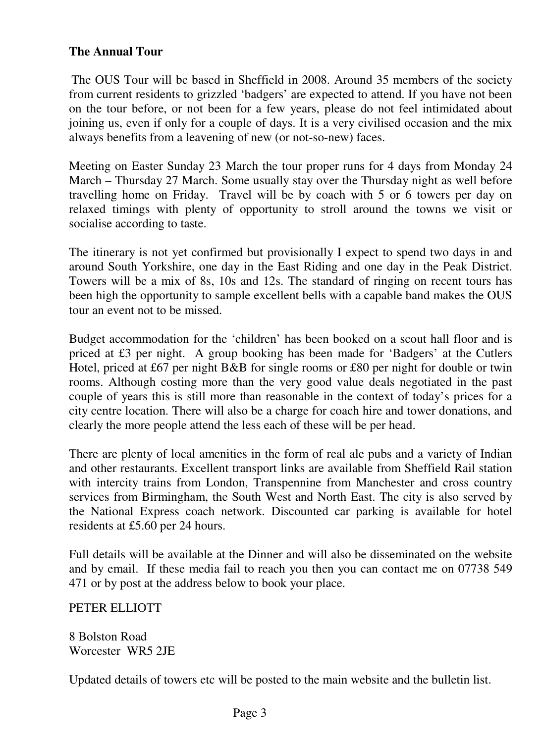**The Annual Tour**

The OUS Tour will be based in Sheffield in 2008. Around 35 members of the society from current residents to grizzled 'badgers' are expected to attend. If you have not been on the tour before, or not been for a few years, please do not feel intimidated about joining us, even if only for a couple of days. It is a very civilised occasion and the mix always benefits from a leavening of new (or not-so-new) faces.

Meeting on Easter Sunday 23 March the tour proper runs for 4 days from Monday 24 March – Thursday 27 March. Some usually stay over the Thursday night as well before travelling home on Friday. Travel will be by coach with 5 or 6 towers per day on relaxed timings with plenty of opportunity to stroll around the towns we visit or socialise according to taste.

The itinerary is not yet confirmed but provisionally I expect to spend two days in and around South Yorkshire, one day in the East Riding and one day in the Peak District. Towers will be a mix of 8s, 10s and 12s. The standard of ringing on recent tours has been high the opportunity to sample excellent bells with a capable band makes the OUS tour an event not to be missed.

Budget accommodation for the 'children' has been booked on a scout hall floor and is priced at £3 per night. A group booking has been made for 'Badgers' at the Cutlers Hotel, priced at £67 per night B&B for single rooms or £80 per night for double or twin rooms. Although costing more than the very good value deals negotiated in the past couple of years this is still more than reasonable in the context of today's prices for a city centre location. There will also be a charge for coach hire and tower donations, and clearly the more people attend the less each of these will be per head.

There are plenty of local amenities in the form of real ale pubs and a variety of Indian and other restaurants. Excellent transport links are available from Sheffield Rail station with intercity trains from London, Transpennine from Manchester and cross country services from Birmingham, the South West and North East. The city is also served by the National Express coach network. Discounted car parking is available for hotel residents at £5.60 per 24 hours.

Full details will be available at the Dinner and will also be disseminated on the website and by email. If these media fail to reach you then you can contact me on 07738 549 471 or by post at the address below to book your place.

PETER ELLIOTT

8 Bolston Road
Worcester WR5 2JE

Updated details of towers etc will be posted to the main website and the bulletin list.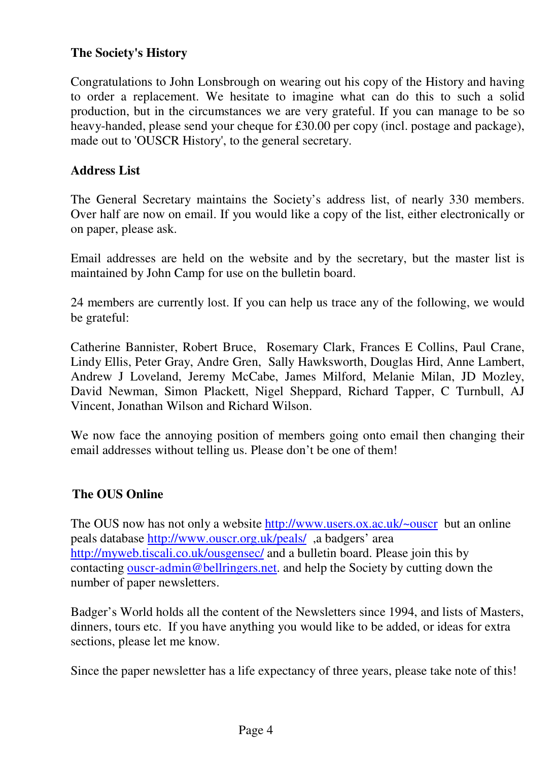## The Society's History

Congratulations to John Lonsbrough on wearing out his copy of the History and having to order a replacement. We hesitate to imagine what can do this to such a solid production, but in the circumstances we are very grateful. If you can manage to be so heavy-handed, please send your cheque for £30.00 per copy (incl. postage and package), made out to 'OUSCR History', to the general secretary.

## Address List

The General Secretary maintains the Society's address list, of nearly 330 members. Over half are now on email. If you would like a copy of the list, either electronically or on paper, please ask.

Email addresses are held on the website and by the secretary, but the master list is maintained by John Camp for use on the bulletin board.

24 members are currently lost. If you can help us trace any of the following, we would be grateful:

Catherine Bannister, Robert Bruce, Rosemary Clark, Frances E Collins, Paul Crane, Lindy Ellis, Peter Gray, Andre Gren, Sally Hawksworth, Douglas Hird, Anne Lambert, Andrew J Loveland, Jeremy McCabe, James Milford, Melanie Milan, JD Mozley, David Newman, Simon Plackett, Nigel Sheppard, Richard Tapper, C Turnbull, AJ Vincent, Jonathan Wilson and Richard Wilson.

We now face the annoying position of members going onto email then changing their email addresses without telling us. Please don't be one of them!

## The OUS Online

The OUS now has not only a website http://www.users.ox.ac.uk/~ouscr but an online peals database http://www.ouscr.org.uk/peals/ ,a badgers' area http://myweb.tiscali.co.uk/ousgensec/ and a bulletin board. Please join this by contacting ouscr-admin@bellringers.net. and help the Society by cutting down the number of paper newsletters.

Badger's World holds all the content of the Newsletters since 1994, and lists of Masters, dinners, tours etc. If you have anything you would like to be added, or ideas for extra sections, please let me know.

Since the paper newsletter has a life expectancy of three years, please take note of this!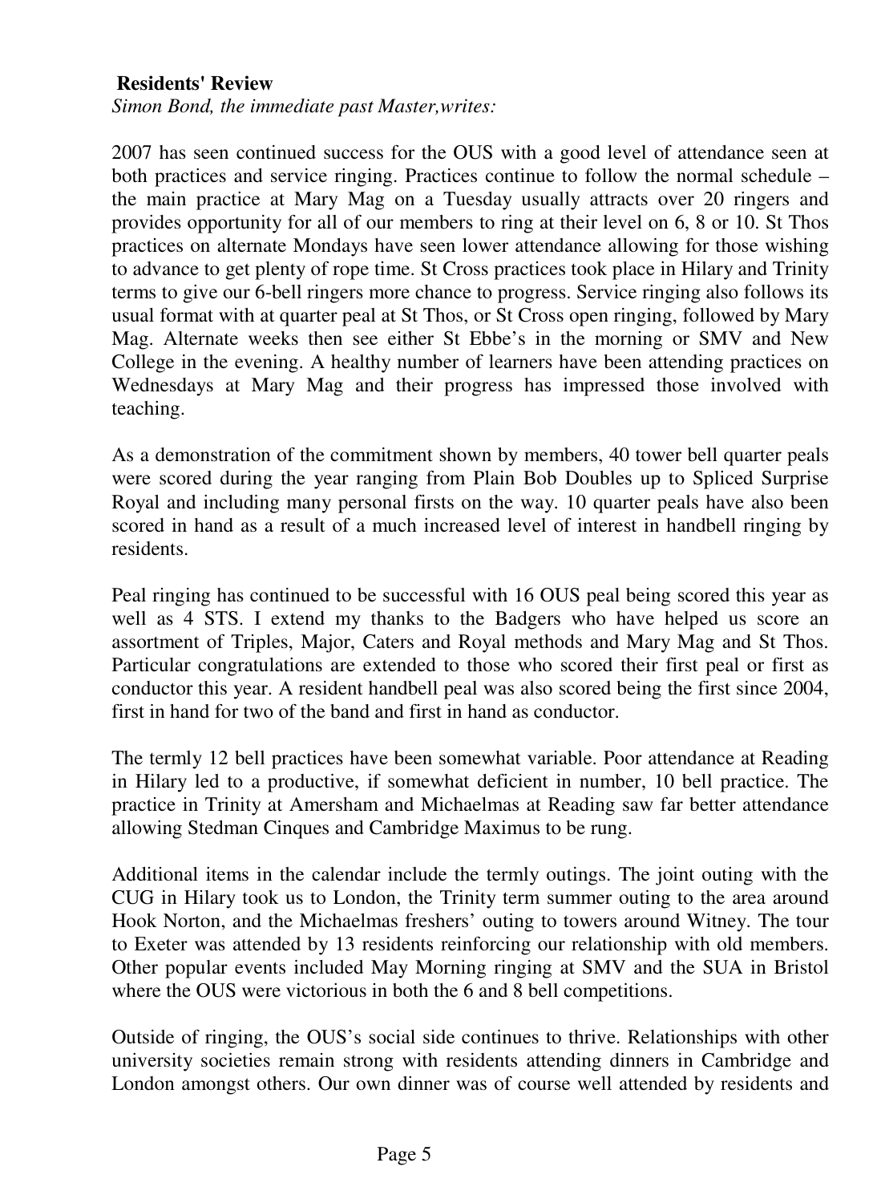**Residents' Review**

*Simon Bond, the immediate past Master,writes:*

2007 has seen continued success for the OUS with a good level of attendance seen at both practices and service ringing. Practices continue to follow the normal schedule – the main practice at Mary Mag on a Tuesday usually attracts over 20 ringers and provides opportunity for all of our members to ring at their level on 6, 8 or 10. St Thos practices on alternate Mondays have seen lower attendance allowing for those wishing to advance to get plenty of rope time. St Cross practices took place in Hilary and Trinity terms to give our 6-bell ringers more chance to progress. Service ringing also follows its usual format with at quarter peal at St Thos, or St Cross open ringing, followed by Mary Mag. Alternate weeks then see either St Ebbe's in the morning or SMV and New College in the evening. A healthy number of learners have been attending practices on Wednesdays at Mary Mag and their progress has impressed those involved with teaching.

As a demonstration of the commitment shown by members, 40 tower bell quarter peals were scored during the year ranging from Plain Bob Doubles up to Spliced Surprise Royal and including many personal firsts on the way. 10 quarter peals have also been scored in hand as a result of a much increased level of interest in handbell ringing by residents.

Peal ringing has continued to be successful with 16 OUS peal being scored this year as well as 4 STS. I extend my thanks to the Badgers who have helped us score an assortment of Triples, Major, Caters and Royal methods and Mary Mag and St Thos. Particular congratulations are extended to those who scored their first peal or first as conductor this year. A resident handbell peal was also scored being the first since 2004, first in hand for two of the band and first in hand as conductor.

The termly 12 bell practices have been somewhat variable. Poor attendance at Reading in Hilary led to a productive, if somewhat deficient in number, 10 bell practice. The practice in Trinity at Amersham and Michaelmas at Reading saw far better attendance allowing Stedman Cinques and Cambridge Maximus to be rung.

Additional items in the calendar include the termly outings. The joint outing with the CUG in Hilary took us to London, the Trinity term summer outing to the area around Hook Norton, and the Michaelmas freshers' outing to towers around Witney. The tour to Exeter was attended by 13 residents reinforcing our relationship with old members. Other popular events included May Morning ringing at SMV and the SUA in Bristol where the OUS were victorious in both the 6 and 8 bell competitions.

Outside of ringing, the OUS's social side continues to thrive. Relationships with other university societies remain strong with residents attending dinners in Cambridge and London amongst others. Our own dinner was of course well attended by residents and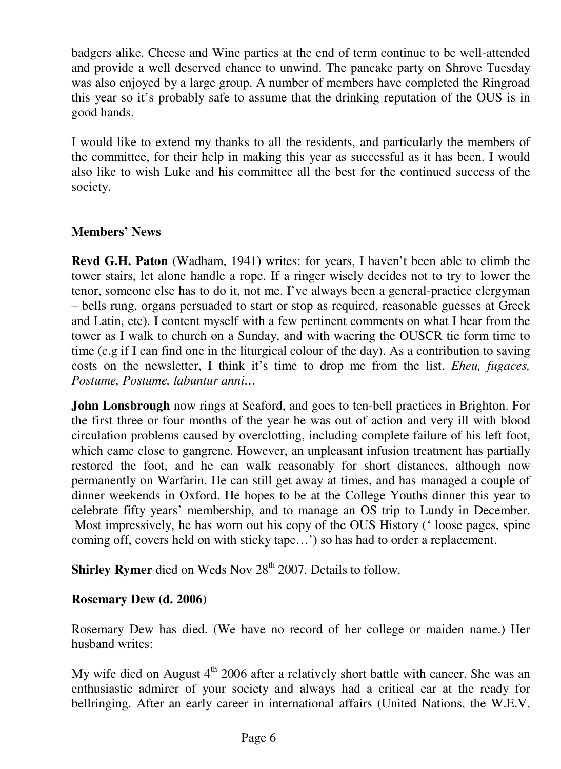badgers alike. Cheese and Wine parties at the end of term continue to be well-attended and provide a well deserved chance to unwind. The pancake party on Shrove Tuesday was also enjoyed by a large group. A number of members have completed the Ringroad this year so it's probably safe to assume that the drinking reputation of the OUS is in good hands.

I would like to extend my thanks to all the residents, and particularly the members of the committee, for their help in making this year as successful as it has been. I would also like to wish Luke and his committee all the best for the continued success of the society.

## Members' News

**Revd G.H. Paton** (Wadham, 1941) writes: for years, I haven't been able to climb the tower stairs, let alone handle a rope. If a ringer wisely decides not to try to lower the tenor, someone else has to do it, not me. I've always been a general-practice clergyman – bells rung, organs persuaded to start or stop as required, reasonable guesses at Greek and Latin, etc). I content myself with a few pertinent comments on what I hear from the tower as I walk to church on a Sunday, and with waering the OUSCR tie form time to time (e.g if I can find one in the liturgical colour of the day). As a contribution to saving costs on the newsletter, I think it's time to drop me from the list. *Eheu, fugaces, Postume, Postume, labuntur anni…*

**John Lonsbrough** now rings at Seaford, and goes to ten-bell practices in Brighton. For the first three or four months of the year he was out of action and very ill with blood circulation problems caused by overclotting, including complete failure of his left foot, which came close to gangrene. However, an unpleasant infusion treatment has partially restored the foot, and he can walk reasonably for short distances, although now permanently on Warfarin. He can still get away at times, and has managed a couple of dinner weekends in Oxford. He hopes to be at the College Youths dinner this year to celebrate fifty years' membership, and to manage an OS trip to Lundy in December. Most impressively, he has worn out his copy of the OUS History (' loose pages, spine coming off, covers held on with sticky tape…') so has had to order a replacement.

**Shirley Rymer** died on Weds Nov 28th 2007. Details to follow.

**Rosemary Dew (d. 2006)**

Rosemary Dew has died. (We have no record of her college or maiden name.) Her husband writes:

My wife died on August 4th 2006 after a relatively short battle with cancer. She was an enthusiastic admirer of your society and always had a critical ear at the ready for bellringing. After an early career in international affairs (United Nations, the W.E.V,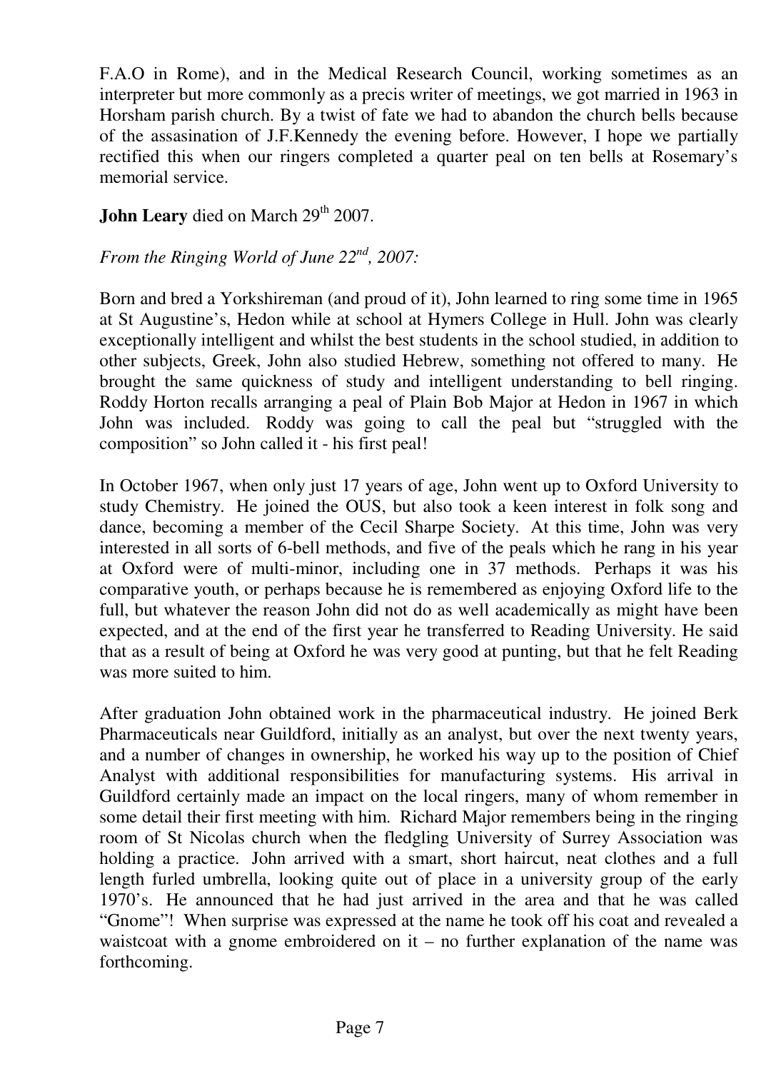F.A.O in Rome), and in the Medical Research Council, working sometimes as an interpreter but more commonly as a precis writer of meetings, we got married in 1963 in Horsham parish church. By a twist of fate we had to abandon the church bells because of the assasination of J.F.Kennedy the evening before. However, I hope we partially rectified this when our ringers completed a quarter peal on ten bells at Rosemary's memorial service.

**John Leary** died on March 29th 2007.

*From the Ringing World of June 22nd, 2007:*

Born and bred a Yorkshireman (and proud of it), John learned to ring some time in 1965 at St Augustine's, Hedon while at school at Hymers College in Hull. John was clearly exceptionally intelligent and whilst the best students in the school studied, in addition to other subjects, Greek, John also studied Hebrew, something not offered to many. He brought the same quickness of study and intelligent understanding to bell ringing. Roddy Horton recalls arranging a peal of Plain Bob Major at Hedon in 1967 in which John was included. Roddy was going to call the peal but "struggled with the composition" so John called it - his first peal!

In October 1967, when only just 17 years of age, John went up to Oxford University to study Chemistry. He joined the OUS, but also took a keen interest in folk song and dance, becoming a member of the Cecil Sharpe Society. At this time, John was very interested in all sorts of 6-bell methods, and five of the peals which he rang in his year at Oxford were of multi-minor, including one in 37 methods. Perhaps it was his comparative youth, or perhaps because he is remembered as enjoying Oxford life to the full, but whatever the reason John did not do as well academically as might have been expected, and at the end of the first year he transferred to Reading University. He said that as a result of being at Oxford he was very good at punting, but that he felt Reading was more suited to him.

After graduation John obtained work in the pharmaceutical industry. He joined Berk Pharmaceuticals near Guildford, initially as an analyst, but over the next twenty years, and a number of changes in ownership, he worked his way up to the position of Chief Analyst with additional responsibilities for manufacturing systems. His arrival in Guildford certainly made an impact on the local ringers, many of whom remember in some detail their first meeting with him. Richard Major remembers being in the ringing room of St Nicolas church when the fledgling University of Surrey Association was holding a practice. John arrived with a smart, short haircut, neat clothes and a full length furled umbrella, looking quite out of place in a university group of the early 1970's. He announced that he had just arrived in the area and that he was called "Gnome"! When surprise was expressed at the name he took off his coat and revealed a waistcoat with a gnome embroidered on it – no further explanation of the name was forthcoming.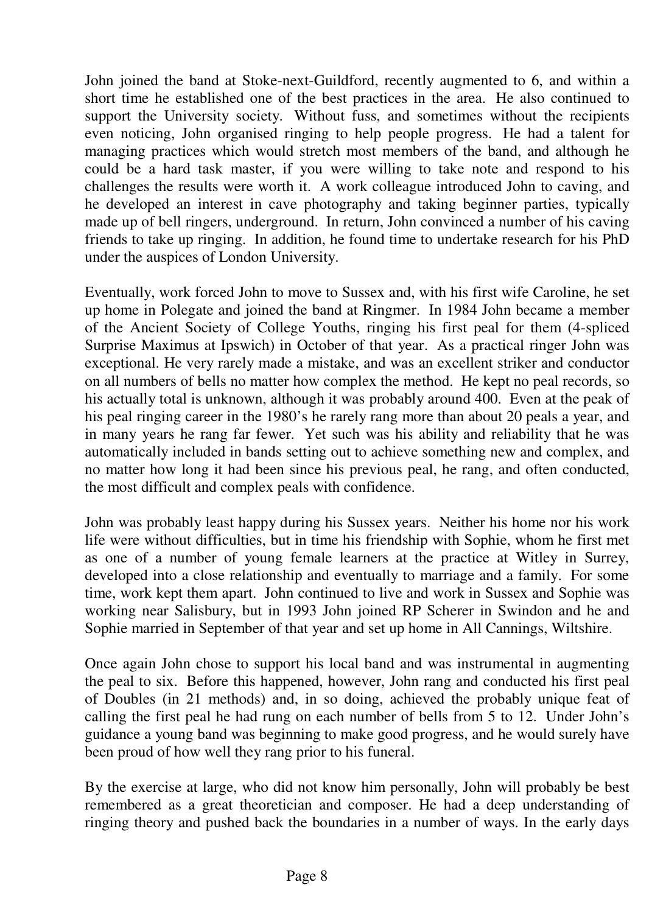John joined the band at Stoke-next-Guildford, recently augmented to 6, and within a short time he established one of the best practices in the area. He also continued to support the University society. Without fuss, and sometimes without the recipients even noticing, John organised ringing to help people progress. He had a talent for managing practices which would stretch most members of the band, and although he could be a hard task master, if you were willing to take note and respond to his challenges the results were worth it. A work colleague introduced John to caving, and he developed an interest in cave photography and taking beginner parties, typically made up of bell ringers, underground. In return, John convinced a number of his caving friends to take up ringing. In addition, he found time to undertake research for his PhD under the auspices of London University.

Eventually, work forced John to move to Sussex and, with his first wife Caroline, he set up home in Polegate and joined the band at Ringmer. In 1984 John became a member of the Ancient Society of College Youths, ringing his first peal for them (4-spliced Surprise Maximus at Ipswich) in October of that year. As a practical ringer John was exceptional. He very rarely made a mistake, and was an excellent striker and conductor on all numbers of bells no matter how complex the method. He kept no peal records, so his actually total is unknown, although it was probably around 400. Even at the peak of his peal ringing career in the 1980's he rarely rang more than about 20 peals a year, and in many years he rang far fewer. Yet such was his ability and reliability that he was automatically included in bands setting out to achieve something new and complex, and no matter how long it had been since his previous peal, he rang, and often conducted, the most difficult and complex peals with confidence.

John was probably least happy during his Sussex years. Neither his home nor his work life were without difficulties, but in time his friendship with Sophie, whom he first met as one of a number of young female learners at the practice at Witley in Surrey, developed into a close relationship and eventually to marriage and a family. For some time, work kept them apart. John continued to live and work in Sussex and Sophie was working near Salisbury, but in 1993 John joined RP Scherer in Swindon and he and Sophie married in September of that year and set up home in All Cannings, Wiltshire.

Once again John chose to support his local band and was instrumental in augmenting the peal to six. Before this happened, however, John rang and conducted his first peal of Doubles (in 21 methods) and, in so doing, achieved the probably unique feat of calling the first peal he had rung on each number of bells from 5 to 12. Under John's guidance a young band was beginning to make good progress, and he would surely have been proud of how well they rang prior to his funeral.

By the exercise at large, who did not know him personally, John will probably be best remembered as a great theoretician and composer. He had a deep understanding of ringing theory and pushed back the boundaries in a number of ways. In the early days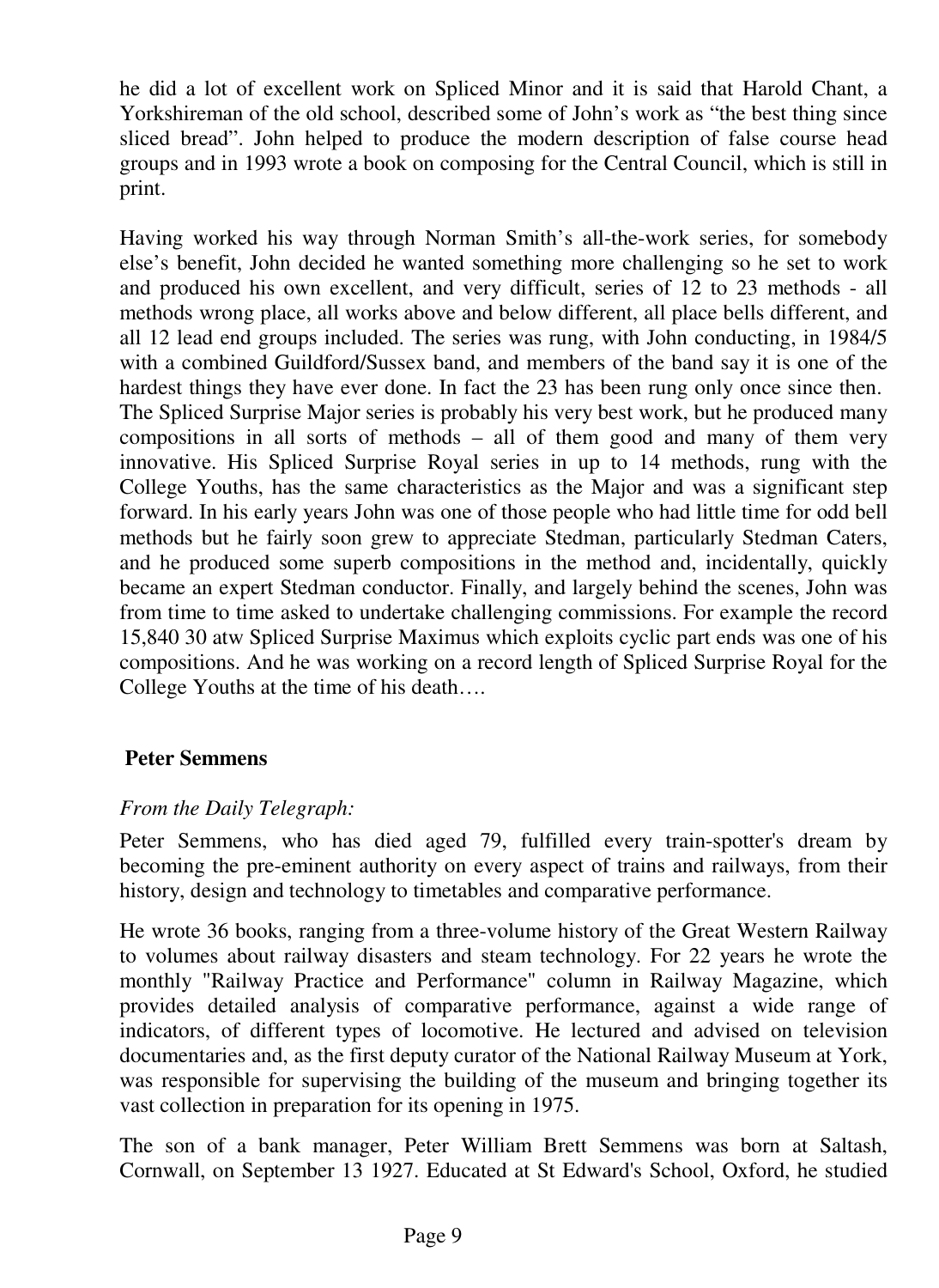he did a lot of excellent work on Spliced Minor and it is said that Harold Chant, a Yorkshireman of the old school, described some of John's work as "the best thing since sliced bread". John helped to produce the modern description of false course head groups and in 1993 wrote a book on composing for the Central Council, which is still in print.

Having worked his way through Norman Smith's all-the-work series, for somebody else's benefit, John decided he wanted something more challenging so he set to work and produced his own excellent, and very difficult, series of 12 to 23 methods - all methods wrong place, all works above and below different, all place bells different, and all 12 lead end groups included. The series was rung, with John conducting, in 1984/5 with a combined Guildford/Sussex band, and members of the band say it is one of the hardest things they have ever done. In fact the 23 has been rung only once since then. The Spliced Surprise Major series is probably his very best work, but he produced many compositions in all sorts of methods – all of them good and many of them very innovative. His Spliced Surprise Royal series in up to 14 methods, rung with the College Youths, has the same characteristics as the Major and was a significant step forward. In his early years John was one of those people who had little time for odd bell methods but he fairly soon grew to appreciate Stedman, particularly Stedman Caters, and he produced some superb compositions in the method and, incidentally, quickly became an expert Stedman conductor. Finally, and largely behind the scenes, John was from time to time asked to undertake challenging commissions. For example the record 15,840 30 atw Spliced Surprise Maximus which exploits cyclic part ends was one of his compositions. And he was working on a record length of Spliced Surprise Royal for the College Youths at the time of his death….

## Peter Semmens

*From the Daily Telegraph:*

Peter Semmens, who has died aged 79, fulfilled every train-spotter's dream by becoming the pre-eminent authority on every aspect of trains and railways, from their history, design and technology to timetables and comparative performance.

He wrote 36 books, ranging from a three-volume history of the Great Western Railway to volumes about railway disasters and steam technology. For 22 years he wrote the monthly "Railway Practice and Performance" column in Railway Magazine, which provides detailed analysis of comparative performance, against a wide range of indicators, of different types of locomotive. He lectured and advised on television documentaries and, as the first deputy curator of the National Railway Museum at York, was responsible for supervising the building of the museum and bringing together its vast collection in preparation for its opening in 1975.

The son of a bank manager, Peter William Brett Semmens was born at Saltash, Cornwall, on September 13 1927. Educated at St Edward's School, Oxford, he studied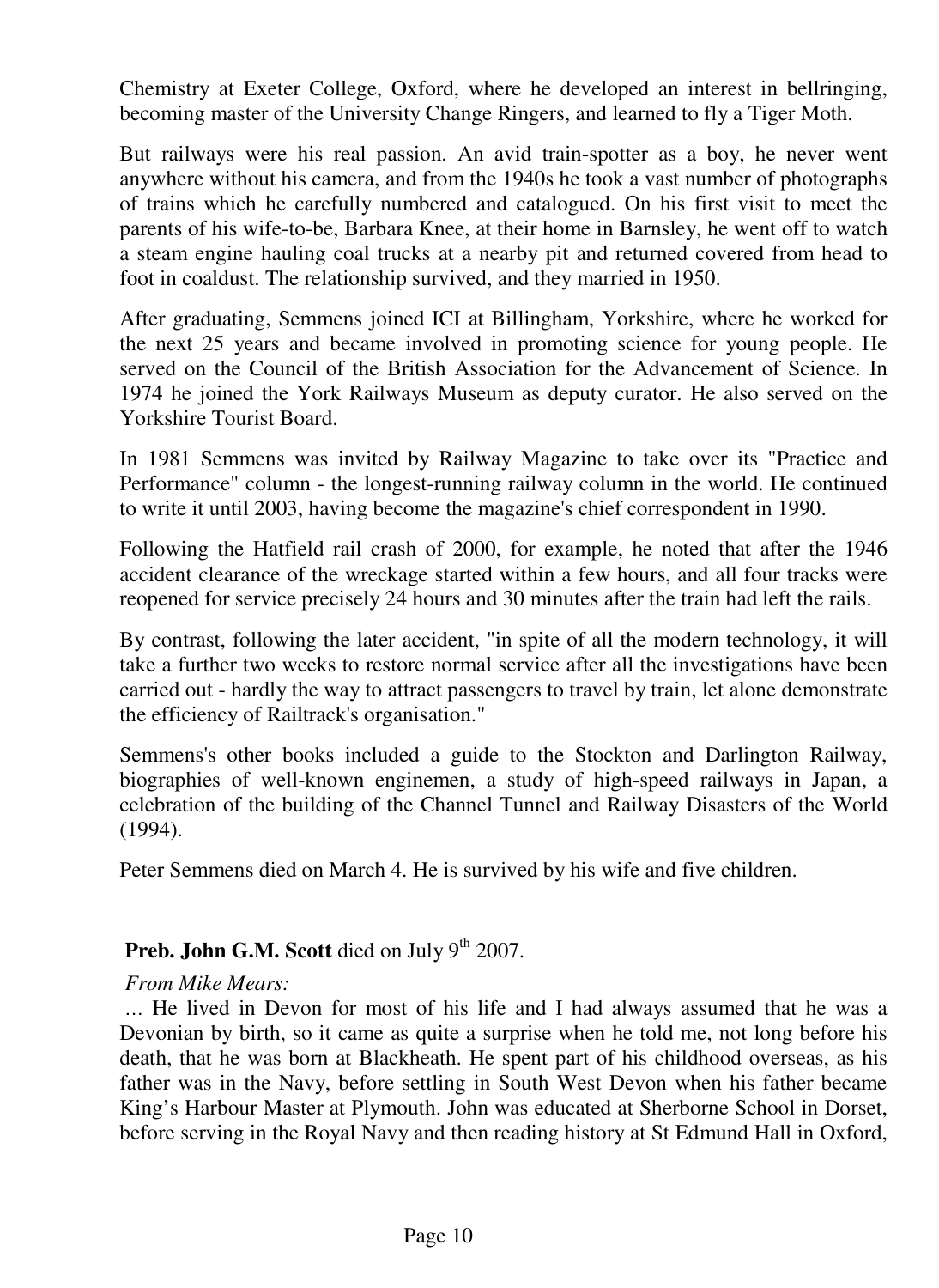Chemistry at Exeter College, Oxford, where he developed an interest in bellringing, becoming master of the University Change Ringers, and learned to fly a Tiger Moth.

But railways were his real passion. An avid train-spotter as a boy, he never went anywhere without his camera, and from the 1940s he took a vast number of photographs of trains which he carefully numbered and catalogued. On his first visit to meet the parents of his wife-to-be, Barbara Knee, at their home in Barnsley, he went off to watch a steam engine hauling coal trucks at a nearby pit and returned covered from head to foot in coaldust. The relationship survived, and they married in 1950.

After graduating, Semmens joined ICI at Billingham, Yorkshire, where he worked for the next 25 years and became involved in promoting science for young people. He served on the Council of the British Association for the Advancement of Science. In 1974 he joined the York Railways Museum as deputy curator. He also served on the Yorkshire Tourist Board.

In 1981 Semmens was invited by Railway Magazine to take over its "Practice and Performance" column - the longest-running railway column in the world. He continued to write it until 2003, having become the magazine's chief correspondent in 1990.

Following the Hatfield rail crash of 2000, for example, he noted that after the 1946 accident clearance of the wreckage started within a few hours, and all four tracks were reopened for service precisely 24 hours and 30 minutes after the train had left the rails.

By contrast, following the later accident, "in spite of all the modern technology, it will take a further two weeks to restore normal service after all the investigations have been carried out - hardly the way to attract passengers to travel by train, let alone demonstrate the efficiency of Railtrack's organisation."

Semmens's other books included a guide to the Stockton and Darlington Railway, biographies of well-known enginemen, a study of high-speed railways in Japan, a celebration of the building of the Channel Tunnel and Railway Disasters of the World (1994).

Peter Semmens died on March 4. He is survived by his wife and five children.

**Preb. John G.M. Scott** died on July 9th 2007.

*From Mike Mears:*

… He lived in Devon for most of his life and I had always assumed that he was a Devonian by birth, so it came as quite a surprise when he told me, not long before his death, that he was born at Blackheath. He spent part of his childhood overseas, as his father was in the Navy, before settling in South West Devon when his father became King's Harbour Master at Plymouth. John was educated at Sherborne School in Dorset, before serving in the Royal Navy and then reading history at St Edmund Hall in Oxford,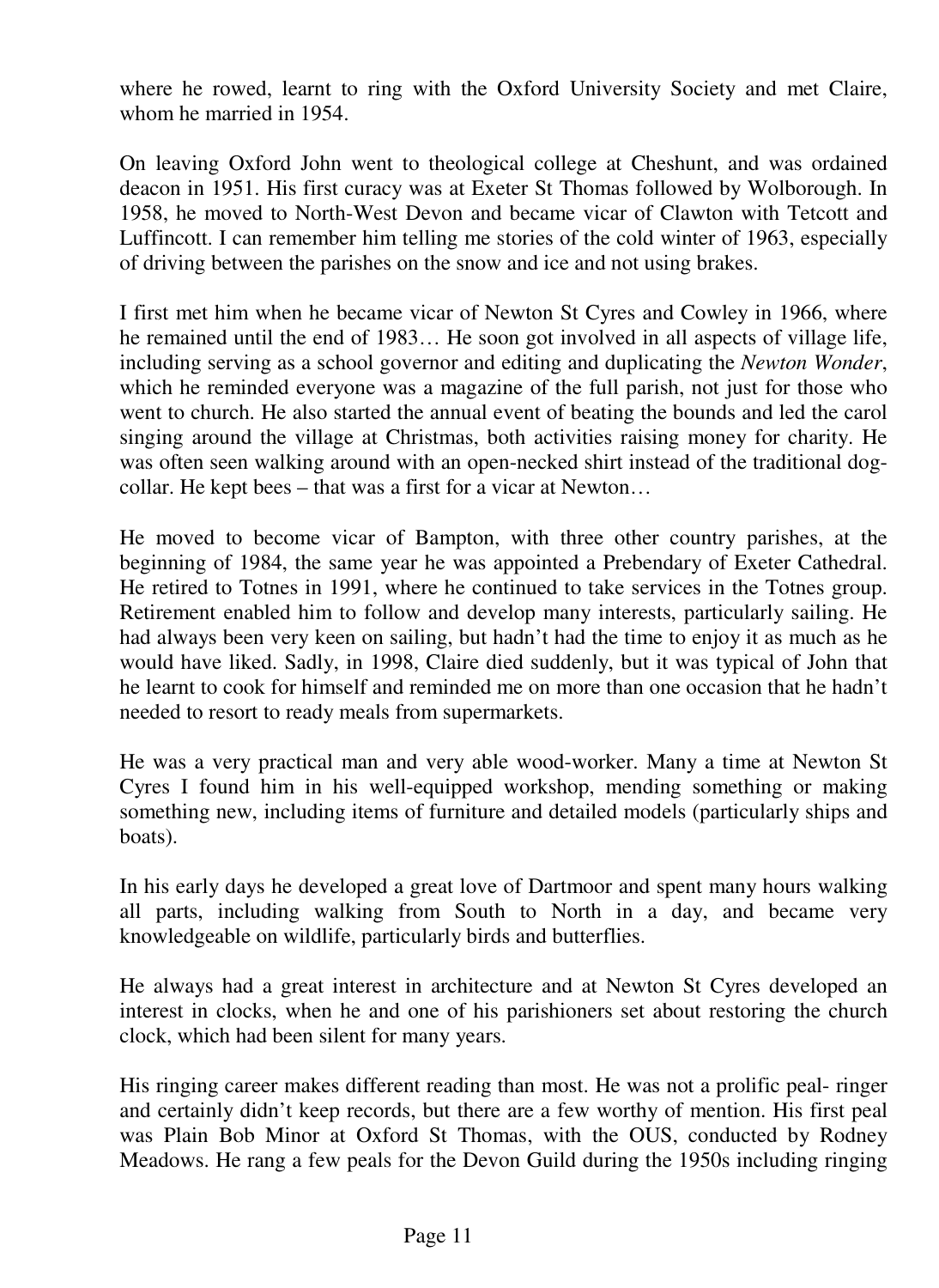where he rowed, learnt to ring with the Oxford University Society and met Claire, whom he married in 1954.

On leaving Oxford John went to theological college at Cheshunt, and was ordained deacon in 1951. His first curacy was at Exeter St Thomas followed by Wolborough. In 1958, he moved to North-West Devon and became vicar of Clawton with Tetcott and Luffincott. I can remember him telling me stories of the cold winter of 1963, especially of driving between the parishes on the snow and ice and not using brakes.

I first met him when he became vicar of Newton St Cyres and Cowley in 1966, where he remained until the end of 1983… He soon got involved in all aspects of village life, including serving as a school governor and editing and duplicating the *Newton Wonder*, which he reminded everyone was a magazine of the full parish, not just for those who went to church. He also started the annual event of beating the bounds and led the carol singing around the village at Christmas, both activities raising money for charity. He was often seen walking around with an open-necked shirt instead of the traditional dog-collar. He kept bees – that was a first for a vicar at Newton…

He moved to become vicar of Bampton, with three other country parishes, at the beginning of 1984, the same year he was appointed a Prebendary of Exeter Cathedral. He retired to Totnes in 1991, where he continued to take services in the Totnes group. Retirement enabled him to follow and develop many interests, particularly sailing. He had always been very keen on sailing, but hadn't had the time to enjoy it as much as he would have liked. Sadly, in 1998, Claire died suddenly, but it was typical of John that he learnt to cook for himself and reminded me on more than one occasion that he hadn't needed to resort to ready meals from supermarkets.

He was a very practical man and very able wood-worker. Many a time at Newton St Cyres I found him in his well-equipped workshop, mending something or making something new, including items of furniture and detailed models (particularly ships and boats).

In his early days he developed a great love of Dartmoor and spent many hours walking all parts, including walking from South to North in a day, and became very knowledgeable on wildlife, particularly birds and butterflies.

He always had a great interest in architecture and at Newton St Cyres developed an interest in clocks, when he and one of his parishioners set about restoring the church clock, which had been silent for many years.

His ringing career makes different reading than most. He was not a prolific peal- ringer and certainly didn't keep records, but there are a few worthy of mention. His first peal was Plain Bob Minor at Oxford St Thomas, with the OUS, conducted by Rodney Meadows. He rang a few peals for the Devon Guild during the 1950s including ringing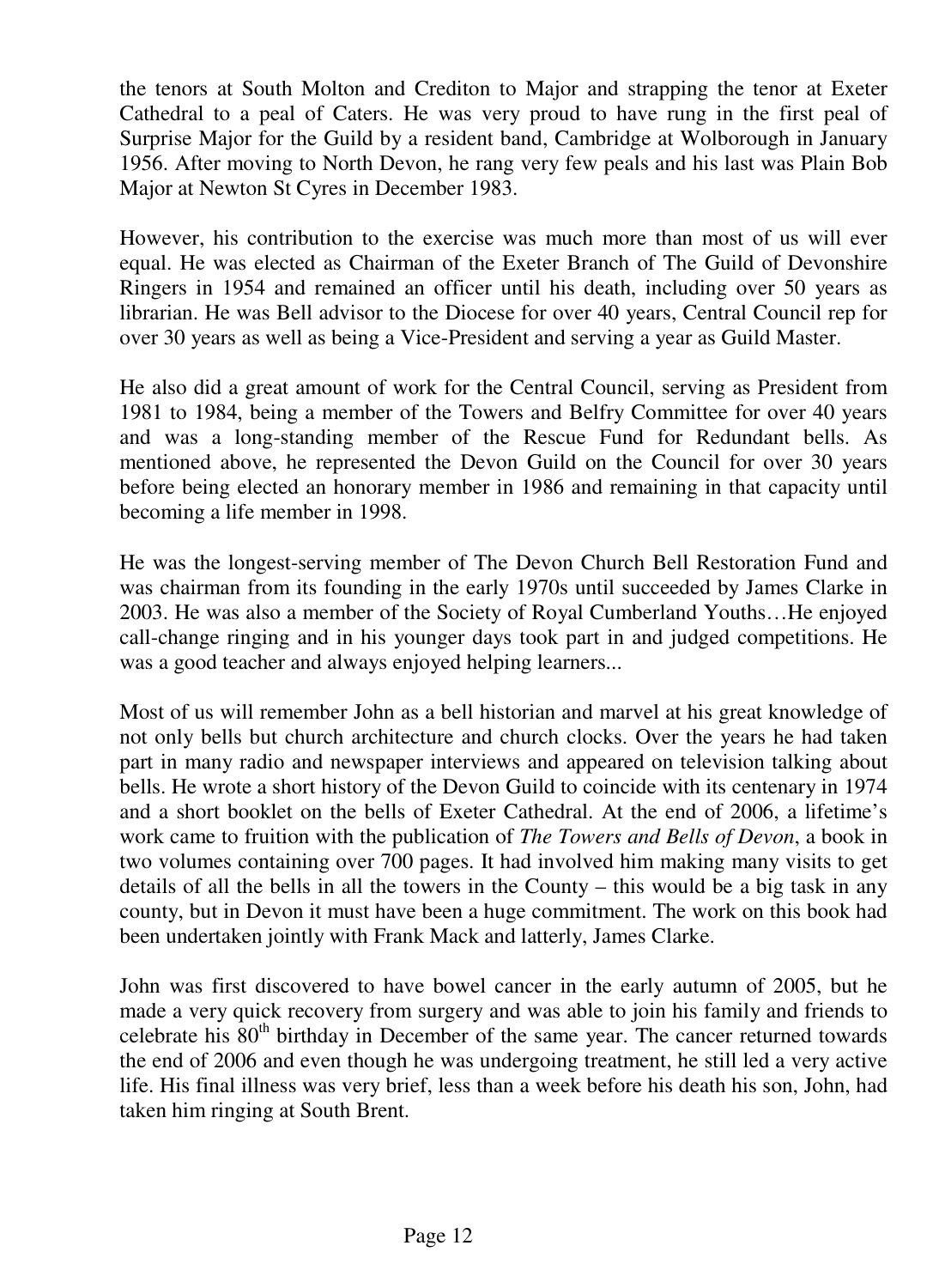the tenors at South Molton and Crediton to Major and strapping the tenor at Exeter Cathedral to a peal of Caters. He was very proud to have rung in the first peal of Surprise Major for the Guild by a resident band, Cambridge at Wolborough in January 1956. After moving to North Devon, he rang very few peals and his last was Plain Bob Major at Newton St Cyres in December 1983.

However, his contribution to the exercise was much more than most of us will ever equal. He was elected as Chairman of the Exeter Branch of The Guild of Devonshire Ringers in 1954 and remained an officer until his death, including over 50 years as librarian. He was Bell advisor to the Diocese for over 40 years, Central Council rep for over 30 years as well as being a Vice-President and serving a year as Guild Master.

He also did a great amount of work for the Central Council, serving as President from 1981 to 1984, being a member of the Towers and Belfry Committee for over 40 years and was a long-standing member of the Rescue Fund for Redundant bells. As mentioned above, he represented the Devon Guild on the Council for over 30 years before being elected an honorary member in 1986 and remaining in that capacity until becoming a life member in 1998.

He was the longest-serving member of The Devon Church Bell Restoration Fund and was chairman from its founding in the early 1970s until succeeded by James Clarke in 2003. He was also a member of the Society of Royal Cumberland Youths…He enjoyed call-change ringing and in his younger days took part in and judged competitions. He was a good teacher and always enjoyed helping learners...

Most of us will remember John as a bell historian and marvel at his great knowledge of not only bells but church architecture and church clocks. Over the years he had taken part in many radio and newspaper interviews and appeared on television talking about bells. He wrote a short history of the Devon Guild to coincide with its centenary in 1974 and a short booklet on the bells of Exeter Cathedral. At the end of 2006, a lifetime's work came to fruition with the publication of *The Towers and Bells of Devon*, a book in two volumes containing over 700 pages. It had involved him making many visits to get details of all the bells in all the towers in the County – this would be a big task in any county, but in Devon it must have been a huge commitment. The work on this book had been undertaken jointly with Frank Mack and latterly, James Clarke.

John was first discovered to have bowel cancer in the early autumn of 2005, but he made a very quick recovery from surgery and was able to join his family and friends to celebrate his 80th birthday in December of the same year. The cancer returned towards the end of 2006 and even though he was undergoing treatment, he still led a very active life. His final illness was very brief, less than a week before his death his son, John, had taken him ringing at South Brent.